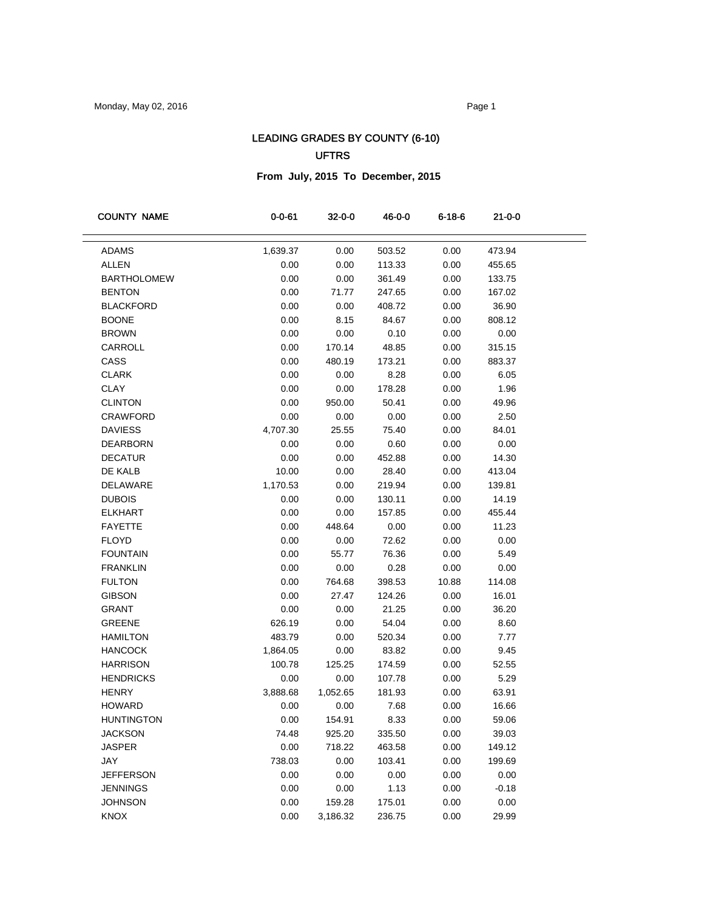# LEADING GRADES BY COUNTY (6-10)

## UFTRS

### From July, 2015 To December, 2015

| COUNTY NAME | 0-0-61 | 32-0-0 | 46-0-0 | 6-18-6 | 21-0-0 |
|---|---|---|---|---|---|
| ADAMS | 1,639.37 | 0.00 | 503.52 | 0.00 | 473.94 |
| ALLEN | 0.00 | 0.00 | 113.33 | 0.00 | 455.65 |
| BARTHOLOMEW | 0.00 | 0.00 | 361.49 | 0.00 | 133.75 |
| BENTON | 0.00 | 71.77 | 247.65 | 0.00 | 167.02 |
| BLACKFORD | 0.00 | 0.00 | 408.72 | 0.00 | 36.90 |
| BOONE | 0.00 | 8.15 | 84.67 | 0.00 | 808.12 |
| BROWN | 0.00 | 0.00 | 0.10 | 0.00 | 0.00 |
| CARROLL | 0.00 | 170.14 | 48.85 | 0.00 | 315.15 |
| CASS | 0.00 | 480.19 | 173.21 | 0.00 | 883.37 |
| CLARK | 0.00 | 0.00 | 8.28 | 0.00 | 6.05 |
| CLAY | 0.00 | 0.00 | 178.28 | 0.00 | 1.96 |
| CLINTON | 0.00 | 950.00 | 50.41 | 0.00 | 49.96 |
| CRAWFORD | 0.00 | 0.00 | 0.00 | 0.00 | 2.50 |
| DAVIESS | 4,707.30 | 25.55 | 75.40 | 0.00 | 84.01 |
| DEARBORN | 0.00 | 0.00 | 0.60 | 0.00 | 0.00 |
| DECATUR | 0.00 | 0.00 | 452.88 | 0.00 | 14.30 |
| DE KALB | 10.00 | 0.00 | 28.40 | 0.00 | 413.04 |
| DELAWARE | 1,170.53 | 0.00 | 219.94 | 0.00 | 139.81 |
| DUBOIS | 0.00 | 0.00 | 130.11 | 0.00 | 14.19 |
| ELKHART | 0.00 | 0.00 | 157.85 | 0.00 | 455.44 |
| FAYETTE | 0.00 | 448.64 | 0.00 | 0.00 | 11.23 |
| FLOYD | 0.00 | 0.00 | 72.62 | 0.00 | 0.00 |
| FOUNTAIN | 0.00 | 55.77 | 76.36 | 0.00 | 5.49 |
| FRANKLIN | 0.00 | 0.00 | 0.28 | 0.00 | 0.00 |
| FULTON | 0.00 | 764.68 | 398.53 | 10.88 | 114.08 |
| GIBSON | 0.00 | 27.47 | 124.26 | 0.00 | 16.01 |
| GRANT | 0.00 | 0.00 | 21.25 | 0.00 | 36.20 |
| GREENE | 626.19 | 0.00 | 54.04 | 0.00 | 8.60 |
| HAMILTON | 483.79 | 0.00 | 520.34 | 0.00 | 7.77 |
| HANCOCK | 1,864.05 | 0.00 | 83.82 | 0.00 | 9.45 |
| HARRISON | 100.78 | 125.25 | 174.59 | 0.00 | 52.55 |
| HENDRICKS | 0.00 | 0.00 | 107.78 | 0.00 | 5.29 |
| HENRY | 3,888.68 | 1,052.65 | 181.93 | 0.00 | 63.91 |
| HOWARD | 0.00 | 0.00 | 7.68 | 0.00 | 16.66 |
| HUNTINGTON | 0.00 | 154.91 | 8.33 | 0.00 | 59.06 |
| JACKSON | 74.48 | 925.20 | 335.50 | 0.00 | 39.03 |
| JASPER | 0.00 | 718.22 | 463.58 | 0.00 | 149.12 |
| JAY | 738.03 | 0.00 | 103.41 | 0.00 | 199.69 |
| JEFFERSON | 0.00 | 0.00 | 0.00 | 0.00 | 0.00 |
| JENNINGS | 0.00 | 0.00 | 1.13 | 0.00 | -0.18 |
| JOHNSON | 0.00 | 159.28 | 175.01 | 0.00 | 0.00 |
| KNOX | 0.00 | 3,186.32 | 236.75 | 0.00 | 29.99 |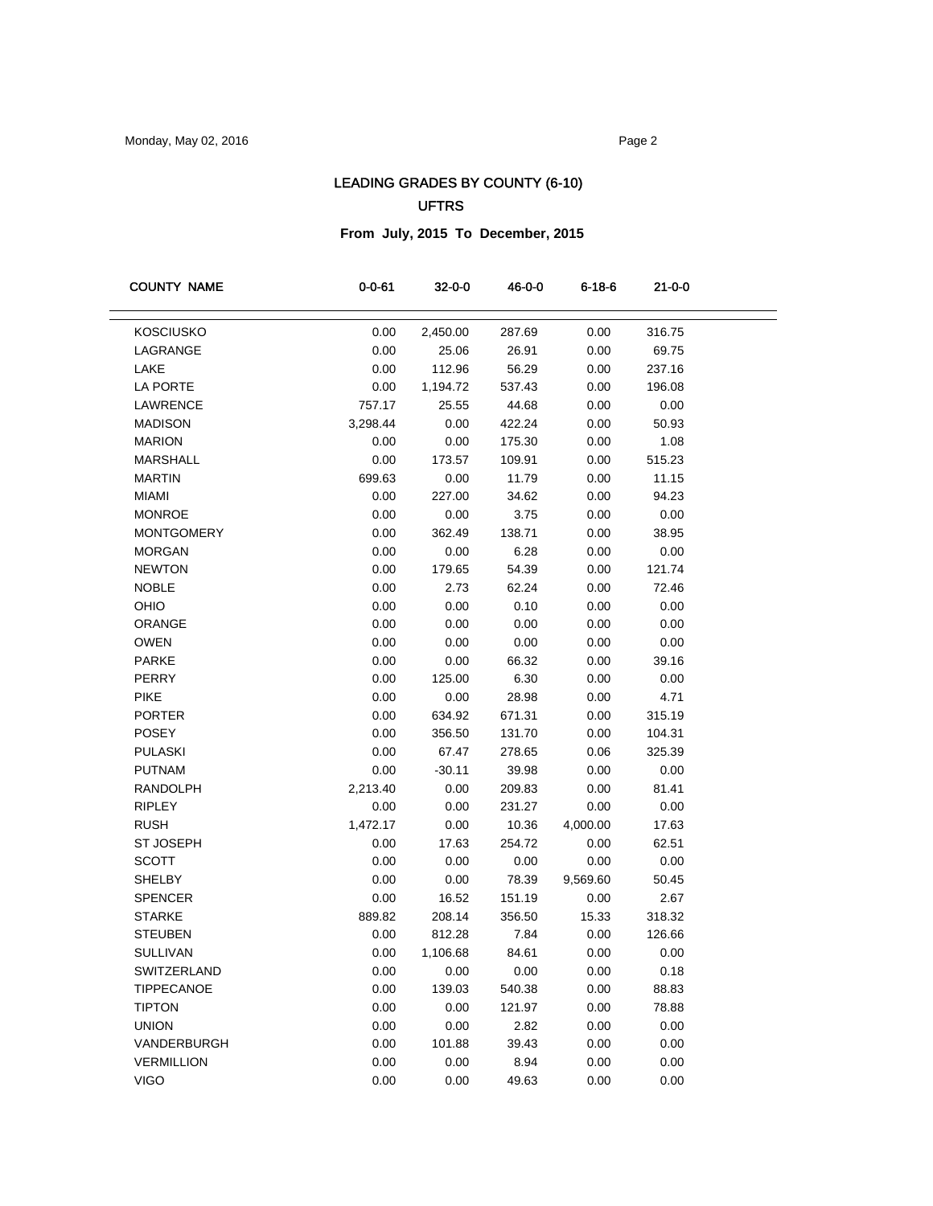# LEADING GRADES BY COUNTY (6-10)

## UFTRS

### From July, 2015 To December, 2015

| COUNTY NAME | 0-0-61 | 32-0-0 | 46-0-0 | 6-18-6 | 21-0-0 |
|---|---|---|---|---|---|
| KOSCIUSKO | 0.00 | 2,450.00 | 287.69 | 0.00 | 316.75 |
| LAGRANGE | 0.00 | 25.06 | 26.91 | 0.00 | 69.75 |
| LAKE | 0.00 | 112.96 | 56.29 | 0.00 | 237.16 |
| LA PORTE | 0.00 | 1,194.72 | 537.43 | 0.00 | 196.08 |
| LAWRENCE | 757.17 | 25.55 | 44.68 | 0.00 | 0.00 |
| MADISON | 3,298.44 | 0.00 | 422.24 | 0.00 | 50.93 |
| MARION | 0.00 | 0.00 | 175.30 | 0.00 | 1.08 |
| MARSHALL | 0.00 | 173.57 | 109.91 | 0.00 | 515.23 |
| MARTIN | 699.63 | 0.00 | 11.79 | 0.00 | 11.15 |
| MIAMI | 0.00 | 227.00 | 34.62 | 0.00 | 94.23 |
| MONROE | 0.00 | 0.00 | 3.75 | 0.00 | 0.00 |
| MONTGOMERY | 0.00 | 362.49 | 138.71 | 0.00 | 38.95 |
| MORGAN | 0.00 | 0.00 | 6.28 | 0.00 | 0.00 |
| NEWTON | 0.00 | 179.65 | 54.39 | 0.00 | 121.74 |
| NOBLE | 0.00 | 2.73 | 62.24 | 0.00 | 72.46 |
| OHIO | 0.00 | 0.00 | 0.10 | 0.00 | 0.00 |
| ORANGE | 0.00 | 0.00 | 0.00 | 0.00 | 0.00 |
| OWEN | 0.00 | 0.00 | 0.00 | 0.00 | 0.00 |
| PARKE | 0.00 | 0.00 | 66.32 | 0.00 | 39.16 |
| PERRY | 0.00 | 125.00 | 6.30 | 0.00 | 0.00 |
| PIKE | 0.00 | 0.00 | 28.98 | 0.00 | 4.71 |
| PORTER | 0.00 | 634.92 | 671.31 | 0.00 | 315.19 |
| POSEY | 0.00 | 356.50 | 131.70 | 0.00 | 104.31 |
| PULASKI | 0.00 | 67.47 | 278.65 | 0.06 | 325.39 |
| PUTNAM | 0.00 | -30.11 | 39.98 | 0.00 | 0.00 |
| RANDOLPH | 2,213.40 | 0.00 | 209.83 | 0.00 | 81.41 |
| RIPLEY | 0.00 | 0.00 | 231.27 | 0.00 | 0.00 |
| RUSH | 1,472.17 | 0.00 | 10.36 | 4,000.00 | 17.63 |
| ST JOSEPH | 0.00 | 17.63 | 254.72 | 0.00 | 62.51 |
| SCOTT | 0.00 | 0.00 | 0.00 | 0.00 | 0.00 |
| SHELBY | 0.00 | 0.00 | 78.39 | 9,569.60 | 50.45 |
| SPENCER | 0.00 | 16.52 | 151.19 | 0.00 | 2.67 |
| STARKE | 889.82 | 208.14 | 356.50 | 15.33 | 318.32 |
| STEUBEN | 0.00 | 812.28 | 7.84 | 0.00 | 126.66 |
| SULLIVAN | 0.00 | 1,106.68 | 84.61 | 0.00 | 0.00 |
| SWITZERLAND | 0.00 | 0.00 | 0.00 | 0.00 | 0.18 |
| TIPPECANOE | 0.00 | 139.03 | 540.38 | 0.00 | 88.83 |
| TIPTON | 0.00 | 0.00 | 121.97 | 0.00 | 78.88 |
| UNION | 0.00 | 0.00 | 2.82 | 0.00 | 0.00 |
| VANDERBURGH | 0.00 | 101.88 | 39.43 | 0.00 | 0.00 |
| VERMILLION | 0.00 | 0.00 | 8.94 | 0.00 | 0.00 |
| VIGO | 0.00 | 0.00 | 49.63 | 0.00 | 0.00 |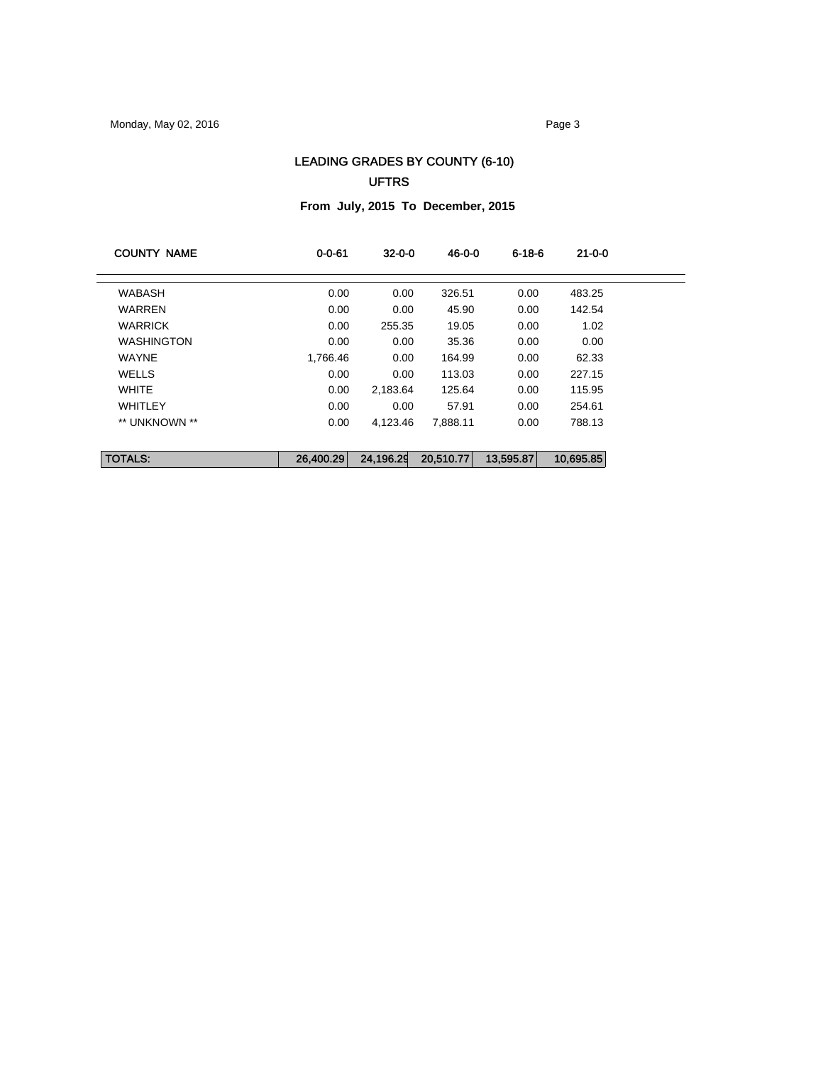## LEADING GRADES BY COUNTY (6-10)

### UFTRS

**From July, 2015 To December, 2015**

| COUNTY NAME | 0-0-61 | 32-0-0 | 46-0-0 | 6-18-6 | 21-0-0 |
|---|---|---|---|---|---|
| WABASH | 0.00 | 0.00 | 326.51 | 0.00 | 483.25 |
| WARREN | 0.00 | 0.00 | 45.90 | 0.00 | 142.54 |
| WARRICK | 0.00 | 255.35 | 19.05 | 0.00 | 1.02 |
| WASHINGTON | 0.00 | 0.00 | 35.36 | 0.00 | 0.00 |
| WAYNE | 1,766.46 | 0.00 | 164.99 | 0.00 | 62.33 |
| WELLS | 0.00 | 0.00 | 113.03 | 0.00 | 227.15 |
| WHITE | 0.00 | 2,183.64 | 125.64 | 0.00 | 115.95 |
| WHITLEY | 0.00 | 0.00 | 57.91 | 0.00 | 254.61 |
| ** UNKNOWN ** | 0.00 | 4,123.46 | 7,888.11 | 0.00 | 788.13 |
| **TOTALS:** | **26,400.29** | **24,196.29** | **20,510.77** | **13,595.87** | **10,695.85** |